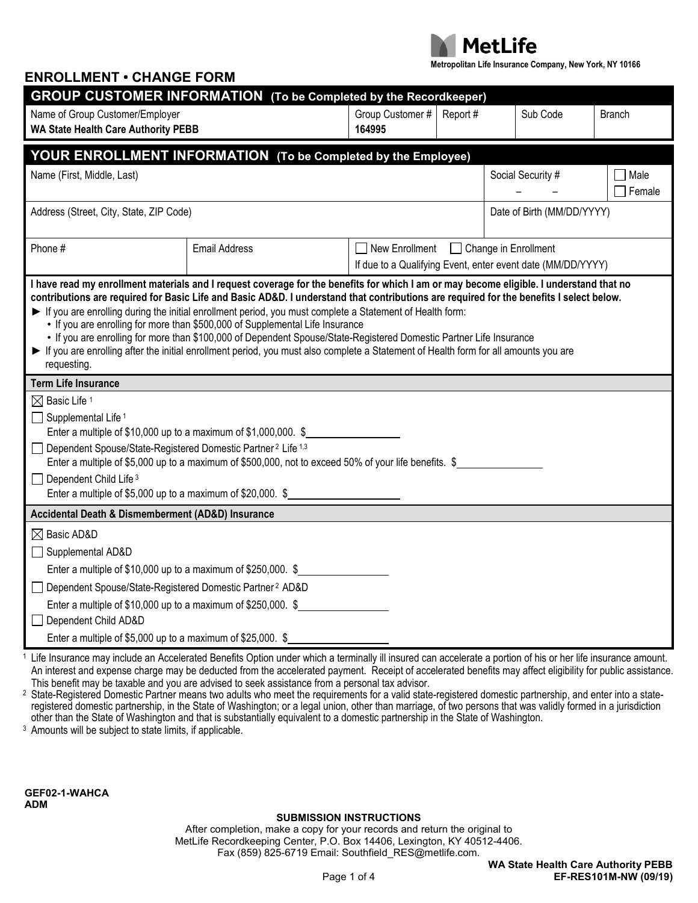MetLife

Metropolitan Life Insurance Company, New York, NY 10166

# ENROLLMENT • CHANGE FORM

## GROUP CUSTOMER INFORMATION (To be Completed by the Recordkeeper)

| Name of Group Customer/Employer | Group Customer # | Report # | Sub Code | Branch |
|---|---|---|---|---|
| **WA State Health Care Authority PEBB** | **164995** | | | |

## YOUR ENROLLMENT INFORMATION (To be Completed by the Employee)

| Name (First, Middle, Last) | | Social Security # | ☐ Male ☐ Female |
|---|---|---|---|
| Address (Street, City, State, ZIP Code) | | Date of Birth (MM/DD/YYYY) | |
| Phone # | Email Address | ☐ New Enrollment ☐ Change in Enrollment<br>If due to a Qualifying Event, enter event date (MM/DD/YYYY) | |

**I have read my enrollment materials and I request coverage for the benefits for which I am or may become eligible. I understand that no contributions are required for Basic Life and Basic AD&D. I understand that contributions are required for the benefits I select below.**

- ► If you are enrolling during the initial enrollment period, you must complete a Statement of Health form:
  - If you are enrolling for more than $500,000 of Supplemental Life Insurance
  - If you are enrolling for more than $100,000 of Dependent Spouse/State-Registered Domestic Partner Life Insurance
- ► If you are enrolling after the initial enrollment period, you must also complete a Statement of Health form for all amounts you are requesting.

### Term Life Insurance

☒ Basic Life [1]

☐ Supplemental Life [1]
Enter a multiple of $10,000 up to a maximum of $1,000,000. $__________

☐ Dependent Spouse/State-Registered Domestic Partner [2] Life [1,3]
Enter a multiple of $5,000 up to a maximum of $500,000, not to exceed 50% of your life benefits. $__________

☐ Dependent Child Life [3]
Enter a multiple of $5,000 up to a maximum of $20,000. $__________

### Accidental Death & Dismemberment (AD&D) Insurance

☒ Basic AD&D

☐ Supplemental AD&D
Enter a multiple of $10,000 up to a maximum of $250,000. $__________

☐ Dependent Spouse/State-Registered Domestic Partner [2] AD&D
Enter a multiple of $10,000 up to a maximum of $250,000. $__________

☐ Dependent Child AD&D
Enter a multiple of $5,000 up to a maximum of $25,000. $__________

[1] Life Insurance may include an Accelerated Benefits Option under which a terminally ill insured can accelerate a portion of his or her life insurance amount. An interest and expense charge may be deducted from the accelerated payment. Receipt of accelerated benefits may affect eligibility for public assistance. This benefit may be taxable and you are advised to seek assistance from a personal tax advisor.

[2] State-Registered Domestic Partner means two adults who meet the requirements for a valid state-registered domestic partnership, and enter into a state-registered domestic partnership, in the State of Washington; or a legal union, other than marriage, of two persons that was validly formed in a jurisdiction other than the State of Washington and that is substantially equivalent to a domestic partnership in the State of Washington.

[3] Amounts will be subject to state limits, if applicable.

**GEF02-1-WAHCA**
**ADM**

**SUBMISSION INSTRUCTIONS**

After completion, make a copy for your records and return the original to
MetLife Recordkeeping Center, P.O. Box 14406, Lexington, KY 40512-4406.
Fax (859) 825-6719 Email: Southfield_RES@metlife.com.

**WA State Health Care Authority PEBB**
**EF-RES101M-NW (09/19)**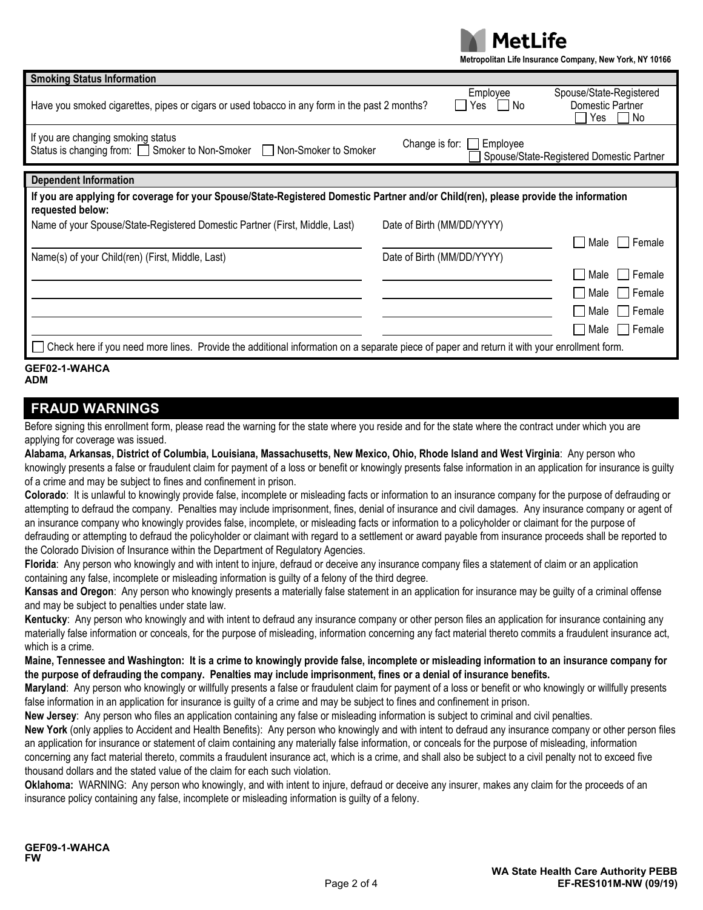MetLife

**Metropolitan Life Insurance Company, New York, NY 10166**

## Smoking Status Information

| | Employee | Spouse/State-Registered Domestic Partner |
|---|---|---|
| Have you smoked cigarettes, pipes or cigars or used tobacco in any form in the past 2 months? | ☐ Yes ☐ No | ☐ Yes ☐ No |

If you are changing smoking status
Status is changing from: ☐ Smoker to Non-Smoker ☐ Non-Smoker to Smoker

Change is for: ☐ Employee ☐ Spouse/State-Registered Domestic Partner

## Dependent Information

**If you are applying for coverage for your Spouse/State-Registered Domestic Partner and/or Child(ren), please provide the information requested below:**

| Name of your Spouse/State-Registered Domestic Partner (First, Middle, Last) | Date of Birth (MM/DD/YYYY) | |
|---|---|---|
| | | ☐ Male ☐ Female |

| Name(s) of your Child(ren) (First, Middle, Last) | Date of Birth (MM/DD/YYYY) | |
|---|---|---|
| | | ☐ Male ☐ Female |
| | | ☐ Male ☐ Female |
| | | ☐ Male ☐ Female |
| | | ☐ Male ☐ Female |

☐ Check here if you need more lines. Provide the additional information on a separate piece of paper and return it with your enrollment form.

**GEF02-1-WAHCA**
**ADM**

## FRAUD WARNINGS

Before signing this enrollment form, please read the warning for the state where you reside and for the state where the contract under which you are applying for coverage was issued.

**Alabama, Arkansas, District of Columbia, Louisiana, Massachusetts, New Mexico, Ohio, Rhode Island and West Virginia**: Any person who knowingly presents a false or fraudulent claim for payment of a loss or benefit or knowingly presents false information in an application for insurance is guilty of a crime and may be subject to fines and confinement in prison.

**Colorado**: It is unlawful to knowingly provide false, incomplete or misleading facts or information to an insurance company for the purpose of defrauding or attempting to defraud the company. Penalties may include imprisonment, fines, denial of insurance and civil damages. Any insurance company or agent of an insurance company who knowingly provides false, incomplete, or misleading facts or information to a policyholder or claimant for the purpose of defrauding or attempting to defraud the policyholder or claimant with regard to a settlement or award payable from insurance proceeds shall be reported to the Colorado Division of Insurance within the Department of Regulatory Agencies.

**Florida**: Any person who knowingly and with intent to injure, defraud or deceive any insurance company files a statement of claim or an application containing any false, incomplete or misleading information is guilty of a felony of the third degree.

**Kansas and Oregon**: Any person who knowingly presents a materially false statement in an application for insurance may be guilty of a criminal offense and may be subject to penalties under state law.

**Kentucky**: Any person who knowingly and with intent to defraud any insurance company or other person files an application for insurance containing any materially false information or conceals, for the purpose of misleading, information concerning any fact material thereto commits a fraudulent insurance act, which is a crime.

**Maine, Tennessee and Washington: It is a crime to knowingly provide false, incomplete or misleading information to an insurance company for the purpose of defrauding the company. Penalties may include imprisonment, fines or a denial of insurance benefits.**

**Maryland**: Any person who knowingly or willfully presents a false or fraudulent claim for payment of a loss or benefit or who knowingly or willfully presents false information in an application for insurance is guilty of a crime and may be subject to fines and confinement in prison.

**New Jersey**: Any person who files an application containing any false or misleading information is subject to criminal and civil penalties.

**New York** (only applies to Accident and Health Benefits): Any person who knowingly and with intent to defraud any insurance company or other person files an application for insurance or statement of claim containing any materially false information, or conceals for the purpose of misleading, information concerning any fact material thereto, commits a fraudulent insurance act, which is a crime, and shall also be subject to a civil penalty not to exceed five thousand dollars and the stated value of the claim for each such violation.

**Oklahoma:** WARNING: Any person who knowingly, and with intent to injure, defraud or deceive any insurer, makes any claim for the proceeds of an insurance policy containing any false, incomplete or misleading information is guilty of a felony.

**GEF09-1-WAHCA**
**FW**

**WA State Health Care Authority PEBB**
**EF-RES101M-NW (09/19)**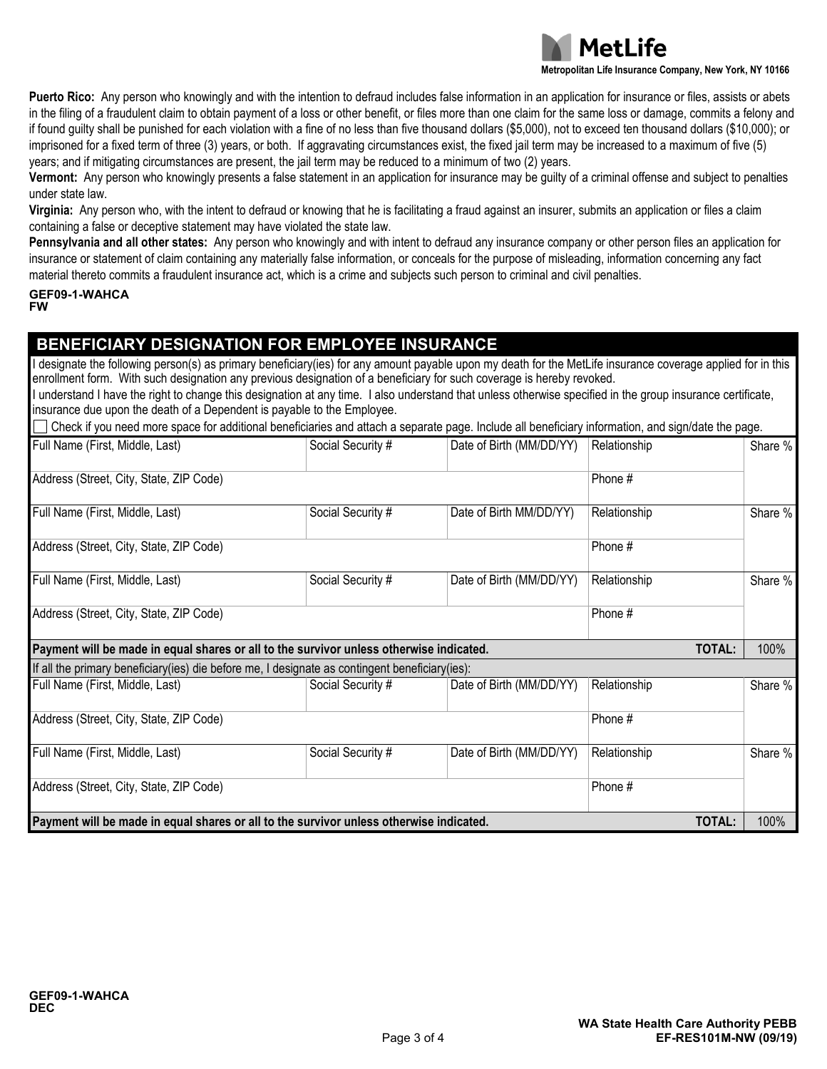**Puerto Rico:** Any person who knowingly and with the intention to defraud includes false information in an application for insurance or files, assists or abets in the filing of a fraudulent claim to obtain payment of a loss or other benefit, or files more than one claim for the same loss or damage, commits a felony and if found guilty shall be punished for each violation with a fine of no less than five thousand dollars ($5,000), not to exceed ten thousand dollars ($10,000); or imprisoned for a fixed term of three (3) years, or both. If aggravating circumstances exist, the fixed jail term may be increased to a maximum of five (5) years; and if mitigating circumstances are present, the jail term may be reduced to a minimum of two (2) years.

**Vermont:** Any person who knowingly presents a false statement in an application for insurance may be guilty of a criminal offense and subject to penalties under state law.

**Virginia:** Any person who, with the intent to defraud or knowing that he is facilitating a fraud against an insurer, submits an application or files a claim containing a false or deceptive statement may have violated the state law.

**Pennsylvania and all other states:** Any person who knowingly and with intent to defraud any insurance company or other person files an application for insurance or statement of claim containing any materially false information, or conceals for the purpose of misleading, information concerning any fact material thereto commits a fraudulent insurance act, which is a crime and subjects such person to criminal and civil penalties.

**GEF09-1-WAHCA**
**FW**

## BENEFICIARY DESIGNATION FOR EMPLOYEE INSURANCE

I designate the following person(s) as primary beneficiary(ies) for any amount payable upon my death for the MetLife insurance coverage applied for in this enrollment form. With such designation any previous designation of a beneficiary for such coverage is hereby revoked.

I understand I have the right to change this designation at any time. I also understand that unless otherwise specified in the group insurance certificate, insurance due upon the death of a Dependent is payable to the Employee.

☐ Check if you need more space for additional beneficiaries and attach a separate page. Include all beneficiary information, and sign/date the page.

| Full Name (First, Middle, Last) | Social Security # | Date of Birth (MM/DD/YY) | Relationship | Share % |
|---|---|---|---|---|
| Address (Street, City, State, ZIP Code) | | | Phone # | |
| Full Name (First, Middle, Last) | Social Security # | Date of Birth MM/DD/YY) | Relationship | Share % |
| Address (Street, City, State, ZIP Code) | | | Phone # | |
| Full Name (First, Middle, Last) | Social Security # | Date of Birth (MM/DD/YY) | Relationship | Share % |
| Address (Street, City, State, ZIP Code) | | | Phone # | |
| **Payment will be made in equal shares or all to the survivor unless otherwise indicated.** | | | **TOTAL:** | 100% |

If all the primary beneficiary(ies) die before me, I designate as contingent beneficiary(ies):

| Full Name (First, Middle, Last) | Social Security # | Date of Birth (MM/DD/YY) | Relationship | Share % |
|---|---|---|---|---|
| Address (Street, City, State, ZIP Code) | | | Phone # | |
| Full Name (First, Middle, Last) | Social Security # | Date of Birth (MM/DD/YY) | Relationship | Share % |
| Address (Street, City, State, ZIP Code) | | | Phone # | |
| **Payment will be made in equal shares or all to the survivor unless otherwise indicated.** | | | **TOTAL:** | 100% |

**GEF09-1-WAHCA**
**DEC**

**WA State Health Care Authority PEBB**
**EF-RES101M-NW (09/19)**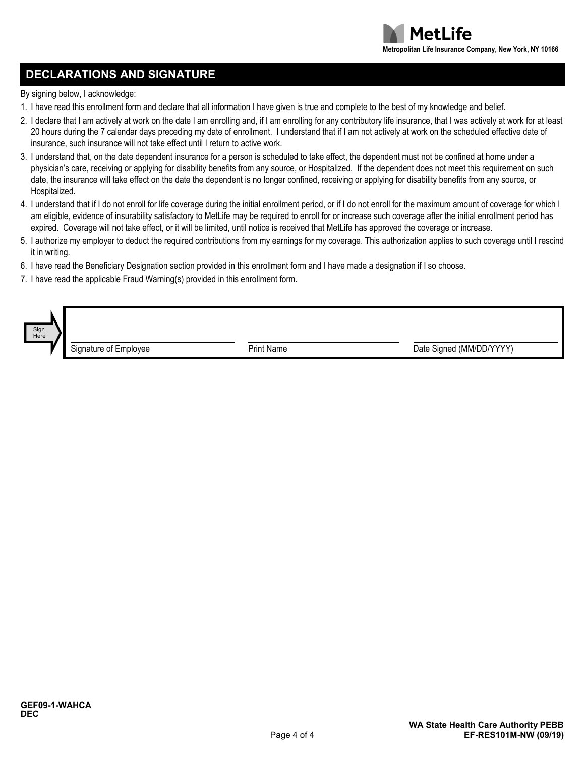## DECLARATIONS AND SIGNATURE

By signing below, I acknowledge:

1. I have read this enrollment form and declare that all information I have given is true and complete to the best of my knowledge and belief.
2. I declare that I am actively at work on the date I am enrolling and, if I am enrolling for any contributory life insurance, that I was actively at work for at least 20 hours during the 7 calendar days preceding my date of enrollment. I understand that if I am not actively at work on the scheduled effective date of insurance, such insurance will not take effect until I return to active work.
3. I understand that, on the date dependent insurance for a person is scheduled to take effect, the dependent must not be confined at home under a physician's care, receiving or applying for disability benefits from any source, or Hospitalized. If the dependent does not meet this requirement on such date, the insurance will take effect on the date the dependent is no longer confined, receiving or applying for disability benefits from any source, or Hospitalized.
4. I understand that if I do not enroll for life coverage during the initial enrollment period, or if I do not enroll for the maximum amount of coverage for which I am eligible, evidence of insurability satisfactory to MetLife may be required to enroll for or increase such coverage after the initial enrollment period has expired. Coverage will not take effect, or it will be limited, until notice is received that MetLife has approved the coverage or increase.
5. I authorize my employer to deduct the required contributions from my earnings for my coverage. This authorization applies to such coverage until I rescind it in writing.
6. I have read the Beneficiary Designation section provided in this enrollment form and I have made a designation if I so choose.
7. I have read the applicable Fraud Warning(s) provided in this enrollment form.

Sign Here

| | | |
|---|---|---|
| Signature of Employee | Print Name | Date Signed (MM/DD/YYYY) |

GEF09-1-WAHCA
DEC

WA State Health Care Authority PEBB
EF-RES101M-NW (09/19)